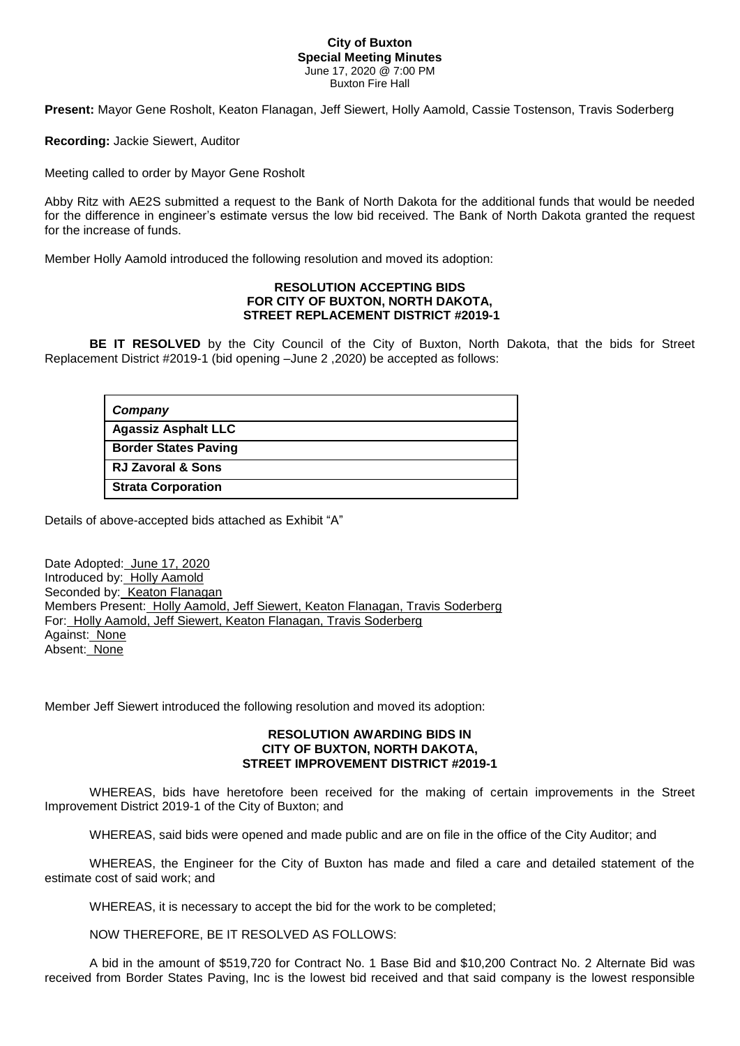**City of Buxton**
**Special Meeting Minutes**
June 17, 2020 @ 7:00 PM
Buxton Fire Hall

**Present:** Mayor Gene Rosholt, Keaton Flanagan, Jeff Siewert, Holly Aamold, Cassie Tostenson, Travis Soderberg

**Recording:** Jackie Siewert, Auditor

Meeting called to order by Mayor Gene Rosholt

Abby Ritz with AE2S submitted a request to the Bank of North Dakota for the additional funds that would be needed for the difference in engineer's estimate versus the low bid received. The Bank of North Dakota granted the request for the increase of funds.

Member Holly Aamold introduced the following resolution and moved its adoption:

**RESOLUTION ACCEPTING BIDS**
**FOR CITY OF BUXTON, NORTH DAKOTA,**
**STREET REPLACEMENT DISTRICT #2019-1**

**BE IT RESOLVED** by the City Council of the City of Buxton, North Dakota, that the bids for Street Replacement District #2019-1 (bid opening –June 2 ,2020) be accepted as follows:

| ***Company*** |
|---|
| **Agassiz Asphalt LLC** |
| **Border States Paving** |
| **RJ Zavoral & Sons** |
| **Strata Corporation** |

Details of above-accepted bids attached as Exhibit "A"

Date Adopted: June 17, 2020
Introduced by: Holly Aamold
Seconded by: Keaton Flanagan
Members Present: Holly Aamold, Jeff Siewert, Keaton Flanagan, Travis Soderberg
For: Holly Aamold, Jeff Siewert, Keaton Flanagan, Travis Soderberg
Against: None
Absent: None

Member Jeff Siewert introduced the following resolution and moved its adoption:

**RESOLUTION AWARDING BIDS IN**
**CITY OF BUXTON, NORTH DAKOTA,**
**STREET IMPROVEMENT DISTRICT #2019-1**

WHEREAS, bids have heretofore been received for the making of certain improvements in the Street Improvement District 2019-1 of the City of Buxton; and

WHEREAS, said bids were opened and made public and are on file in the office of the City Auditor; and

WHEREAS, the Engineer for the City of Buxton has made and filed a care and detailed statement of the estimate cost of said work; and

WHEREAS, it is necessary to accept the bid for the work to be completed;

NOW THEREFORE, BE IT RESOLVED AS FOLLOWS:

A bid in the amount of $519,720 for Contract No. 1 Base Bid and $10,200 Contract No. 2 Alternate Bid was received from Border States Paving, Inc is the lowest bid received and that said company is the lowest responsible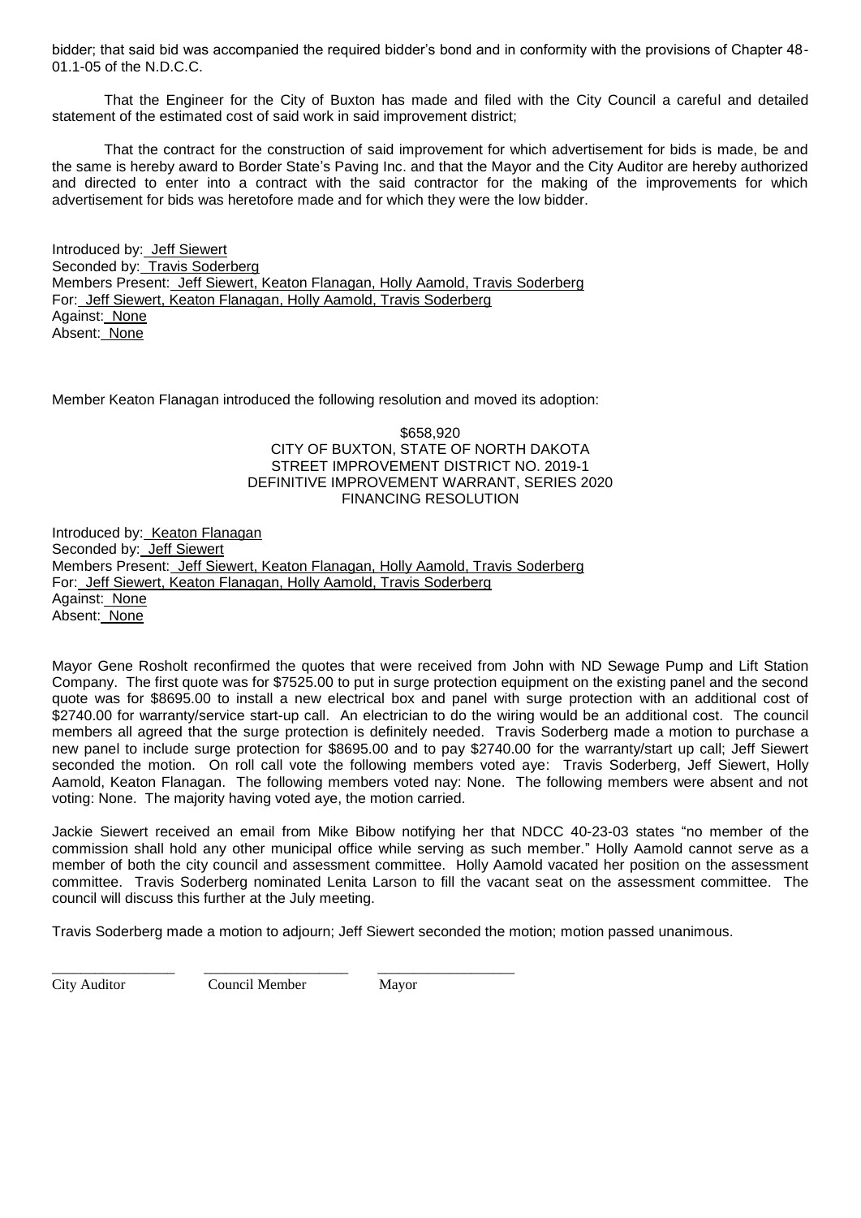bidder; that said bid was accompanied the required bidder's bond and in conformity with the provisions of Chapter 48-01.1-05 of the N.D.C.C.

That the Engineer for the City of Buxton has made and filed with the City Council a careful and detailed statement of the estimated cost of said work in said improvement district;

That the contract for the construction of said improvement for which advertisement for bids is made, be and the same is hereby award to Border State's Paving Inc. and that the Mayor and the City Auditor are hereby authorized and directed to enter into a contract with the said contractor for the making of the improvements for which advertisement for bids was heretofore made and for which they were the low bidder.

Introduced by: Jeff Siewert
Seconded by: Travis Soderberg
Members Present: Jeff Siewert, Keaton Flanagan, Holly Aamold, Travis Soderberg
For: Jeff Siewert, Keaton Flanagan, Holly Aamold, Travis Soderberg
Against: None
Absent: None

Member Keaton Flanagan introduced the following resolution and moved its adoption:

$658,920
CITY OF BUXTON, STATE OF NORTH DAKOTA
STREET IMPROVEMENT DISTRICT NO. 2019-1
DEFINITIVE IMPROVEMENT WARRANT, SERIES 2020
FINANCING RESOLUTION

Introduced by: Keaton Flanagan
Seconded by: Jeff Siewert
Members Present: Jeff Siewert, Keaton Flanagan, Holly Aamold, Travis Soderberg
For: Jeff Siewert, Keaton Flanagan, Holly Aamold, Travis Soderberg
Against: None
Absent: None

Mayor Gene Rosholt reconfirmed the quotes that were received from John with ND Sewage Pump and Lift Station Company. The first quote was for $7525.00 to put in surge protection equipment on the existing panel and the second quote was for $8695.00 to install a new electrical box and panel with surge protection with an additional cost of $2740.00 for warranty/service start-up call. An electrician to do the wiring would be an additional cost. The council members all agreed that the surge protection is definitely needed. Travis Soderberg made a motion to purchase a new panel to include surge protection for $8695.00 and to pay $2740.00 for the warranty/start up call; Jeff Siewert seconded the motion. On roll call vote the following members voted aye: Travis Soderberg, Jeff Siewert, Holly Aamold, Keaton Flanagan. The following members voted nay: None. The following members were absent and not voting: None. The majority having voted aye, the motion carried.

Jackie Siewert received an email from Mike Bibow notifying her that NDCC 40-23-03 states "no member of the commission shall hold any other municipal office while serving as such member." Holly Aamold cannot serve as a member of both the city council and assessment committee. Holly Aamold vacated her position on the assessment committee. Travis Soderberg nominated Lenita Larson to fill the vacant seat on the assessment committee. The council will discuss this further at the July meeting.

Travis Soderberg made a motion to adjourn; Jeff Siewert seconded the motion; motion passed unanimous.

\_\_\_\_\_\_\_\_\_\_\_\_\_\_\_\_ \_\_\_\_\_\_\_\_\_\_\_\_\_\_\_\_\_\_ \_\_\_\_\_\_\_\_\_\_\_\_\_\_\_\_\_

City Auditor    Council Member    Mayor